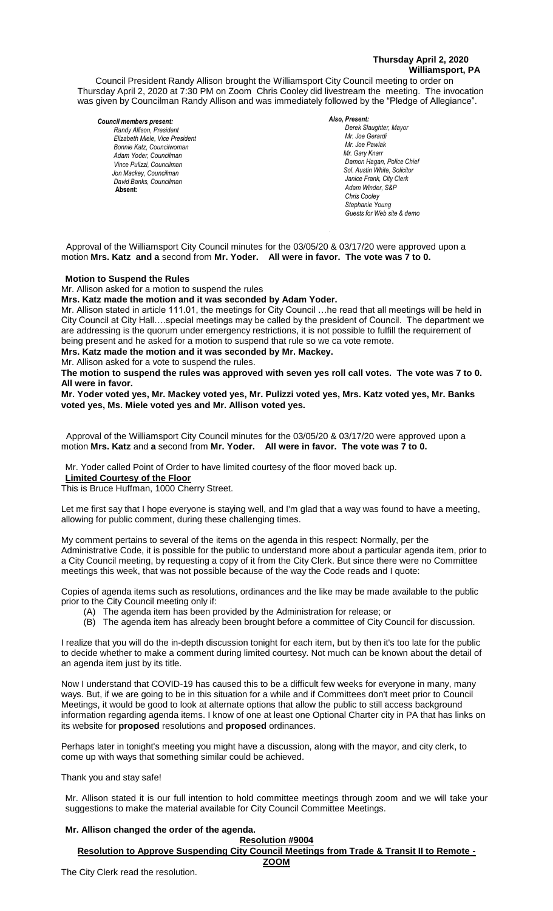**Thursday April 2, 2020**
**Williamsport, PA**

Council President Randy Allison brought the Williamsport City Council meeting to order on Thursday April 2, 2020 at 7:30 PM on Zoom Chris Cooley did livestream the meeting. The invocation was given by Councilman Randy Allison and was immediately followed by the "Pledge of Allegiance".

***Council members present:***
*Randy Allison, President*
*Elizabeth Miele, Vice President*
*Bonnie Katz, Councilwoman*
*Adam Yoder, Councilman*
*Vince Pulizzi, Councilman*
*Jon Mackey, Councilman*
*David Banks, Councilman*
**Absent:**

***Also, Present:***
*Derek Slaughter, Mayor*
*Mr. Joe Gerardi*
*Mr. Joe Pawlak*
*Mr. Gary Knarr*
*Damon Hagan, Police Chief*
*Sol. Austin White, Solicitor*
*Janice Frank, City Clerk*
*Adam Winder, S&P*
*Chris Cooley*
*Stephanie Young*
*Guests for Web site & demo*

Approval of the Williamsport City Council minutes for the 03/05/20 & 03/17/20 were approved upon a motion **Mrs. Katz and a** second from **Mr. Yoder. All were in favor. The vote was 7 to 0.**

**Motion to Suspend the Rules**

Mr. Allison asked for a motion to suspend the rules

**Mrs. Katz made the motion and it was seconded by Adam Yoder.**

Mr. Allison stated in article 111.01, the meetings for City Council …he read that all meetings will be held in City Council at City Hall….special meetings may be called by the president of Council. The department we are addressing is the quorum under emergency restrictions, it is not possible to fulfill the requirement of being present and he asked for a motion to suspend that rule so we ca vote remote.

**Mrs. Katz made the motion and it was seconded by Mr. Mackey.**

Mr. Allison asked for a vote to suspend the rules.

**The motion to suspend the rules was approved with seven yes roll call votes. The vote was 7 to 0. All were in favor.**

**Mr. Yoder voted yes, Mr. Mackey voted yes, Mr. Pulizzi voted yes, Mrs. Katz voted yes, Mr. Banks voted yes, Ms. Miele voted yes and Mr. Allison voted yes.**

Approval of the Williamsport City Council minutes for the 03/05/20 & 03/17/20 were approved upon a motion **Mrs. Katz** and **a** second from **Mr. Yoder. All were in favor. The vote was 7 to 0.**

Mr. Yoder called Point of Order to have limited courtesy of the floor moved back up.

**Limited Courtesy of the Floor**

This is Bruce Huffman, 1000 Cherry Street.

Let me first say that I hope everyone is staying well, and I'm glad that a way was found to have a meeting, allowing for public comment, during these challenging times.

My comment pertains to several of the items on the agenda in this respect: Normally, per the Administrative Code, it is possible for the public to understand more about a particular agenda item, prior to a City Council meeting, by requesting a copy of it from the City Clerk. But since there were no Committee meetings this week, that was not possible because of the way the Code reads and I quote:

Copies of agenda items such as resolutions, ordinances and the like may be made available to the public prior to the City Council meeting only if:

(A) The agenda item has been provided by the Administration for release; or
(B) The agenda item has already been brought before a committee of City Council for discussion.

I realize that you will do the in-depth discussion tonight for each item, but by then it's too late for the public to decide whether to make a comment during limited courtesy. Not much can be known about the detail of an agenda item just by its title.

Now I understand that COVID-19 has caused this to be a difficult few weeks for everyone in many, many ways. But, if we are going to be in this situation for a while and if Committees don't meet prior to Council Meetings, it would be good to look at alternate options that allow the public to still access background information regarding agenda items. I know of one at least one Optional Charter city in PA that has links on its website for **proposed** resolutions and **proposed** ordinances.

Perhaps later in tonight's meeting you might have a discussion, along with the mayor, and city clerk, to come up with ways that something similar could be achieved.

Thank you and stay safe!

Mr. Allison stated it is our full intention to hold committee meetings through zoom and we will take your suggestions to make the material available for City Council Committee Meetings.

**Mr. Allison changed the order of the agenda.**

**Resolution #9004**

**Resolution to Approve Suspending City Council Meetings from Trade & Transit II to Remote - ZOOM**

The City Clerk read the resolution.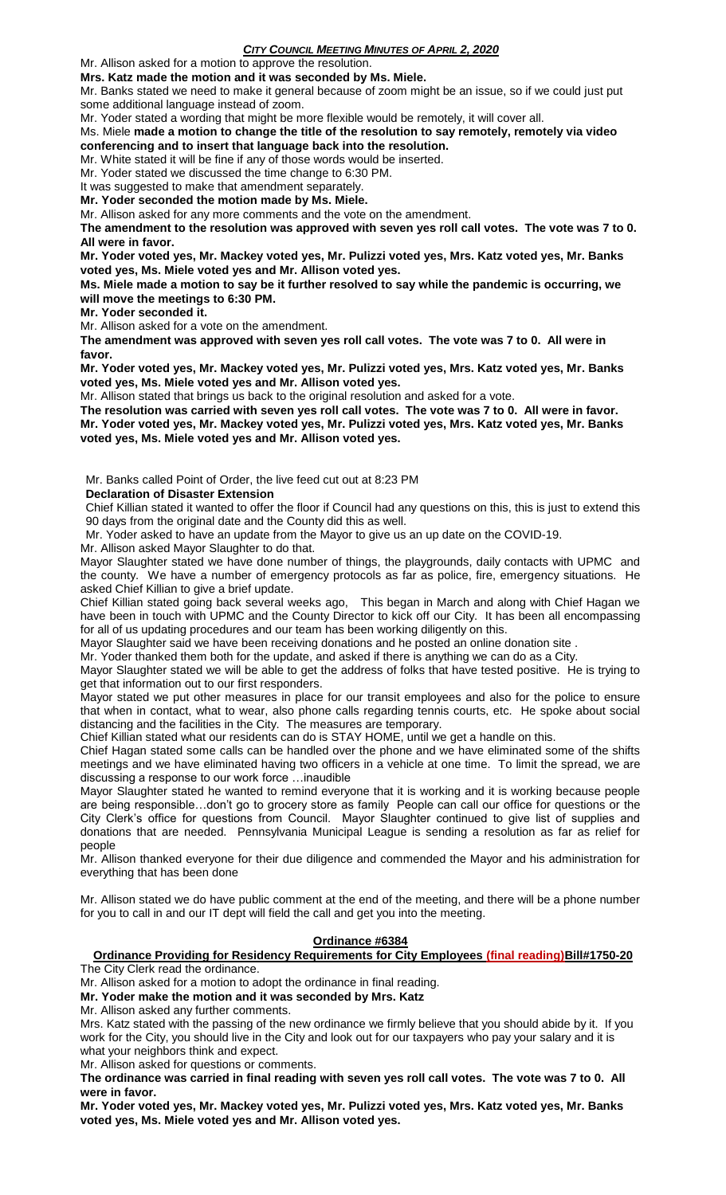Mr. Allison asked for a motion to approve the resolution.

**Mrs. Katz made the motion and it was seconded by Ms. Miele.**

Mr. Banks stated we need to make it general because of zoom might be an issue, so if we could just put some additional language instead of zoom.

Mr. Yoder stated a wording that might be more flexible would be remotely, it will cover all.

Ms. Miele **made a motion to change the title of the resolution to say remotely, remotely via video conferencing and to insert that language back into the resolution.**

Mr. White stated it will be fine if any of those words would be inserted.

Mr. Yoder stated we discussed the time change to 6:30 PM.

It was suggested to make that amendment separately.

**Mr. Yoder seconded the motion made by Ms. Miele.**

Mr. Allison asked for any more comments and the vote on the amendment.

**The amendment to the resolution was approved with seven yes roll call votes. The vote was 7 to 0. All were in favor.**

**Mr. Yoder voted yes, Mr. Mackey voted yes, Mr. Pulizzi voted yes, Mrs. Katz voted yes, Mr. Banks voted yes, Ms. Miele voted yes and Mr. Allison voted yes.**

**Ms. Miele made a motion to say be it further resolved to say while the pandemic is occurring, we will move the meetings to 6:30 PM.**

**Mr. Yoder seconded it.**

Mr. Allison asked for a vote on the amendment.

**The amendment was approved with seven yes roll call votes. The vote was 7 to 0. All were in favor.**

**Mr. Yoder voted yes, Mr. Mackey voted yes, Mr. Pulizzi voted yes, Mrs. Katz voted yes, Mr. Banks voted yes, Ms. Miele voted yes and Mr. Allison voted yes.**

Mr. Allison stated that brings us back to the original resolution and asked for a vote.

**The resolution was carried with seven yes roll call votes. The vote was 7 to 0. All were in favor.**
**Mr. Yoder voted yes, Mr. Mackey voted yes, Mr. Pulizzi voted yes, Mrs. Katz voted yes, Mr. Banks voted yes, Ms. Miele voted yes and Mr. Allison voted yes.**

Mr. Banks called Point of Order, the live feed cut out at 8:23 PM

**Declaration of Disaster Extension**

Chief Killian stated it wanted to offer the floor if Council had any questions on this, this is just to extend this 90 days from the original date and the County did this as well.

Mr. Yoder asked to have an update from the Mayor to give us an up date on the COVID-19.

Mr. Allison asked Mayor Slaughter to do that.

Mayor Slaughter stated we have done number of things, the playgrounds, daily contacts with UPMC and the county. We have a number of emergency protocols as far as police, fire, emergency situations. He asked Chief Killian to give a brief update.

Chief Killian stated going back several weeks ago, This began in March and along with Chief Hagan we have been in touch with UPMC and the County Director to kick off our City. It has been all encompassing for all of us updating procedures and our team has been working diligently on this.

Mayor Slaughter said we have been receiving donations and he posted an online donation site .

Mr. Yoder thanked them both for the update, and asked if there is anything we can do as a City.

Mayor Slaughter stated we will be able to get the address of folks that have tested positive. He is trying to get that information out to our first responders.

Mayor stated we put other measures in place for our transit employees and also for the police to ensure that when in contact, what to wear, also phone calls regarding tennis courts, etc. He spoke about social distancing and the facilities in the City. The measures are temporary.

Chief Killian stated what our residents can do is STAY HOME, until we get a handle on this.

Chief Hagan stated some calls can be handled over the phone and we have eliminated some of the shifts meetings and we have eliminated having two officers in a vehicle at one time. To limit the spread, we are discussing a response to our work force …inaudible

Mayor Slaughter stated he wanted to remind everyone that it is working and it is working because people are being responsible…don't go to grocery store as family People can call our office for questions or the City Clerk's office for questions from Council. Mayor Slaughter continued to give list of supplies and donations that are needed. Pennsylvania Municipal League is sending a resolution as far as relief for people

Mr. Allison thanked everyone for their due diligence and commended the Mayor and his administration for everything that has been done

Mr. Allison stated we do have public comment at the end of the meeting, and there will be a phone number for you to call in and our IT dept will field the call and get you into the meeting.

## Ordinance #6384

### Ordinance Providing for Residency Requirements for City Employees (final reading) Bill#1750-20

The City Clerk read the ordinance.

Mr. Allison asked for a motion to adopt the ordinance in final reading.

**Mr. Yoder make the motion and it was seconded by Mrs. Katz**

Mr. Allison asked any further comments.

Mrs. Katz stated with the passing of the new ordinance we firmly believe that you should abide by it. If you work for the City, you should live in the City and look out for our taxpayers who pay your salary and it is what your neighbors think and expect.

Mr. Allison asked for questions or comments.

**The ordinance was carried in final reading with seven yes roll call votes. The vote was 7 to 0. All were in favor.**

**Mr. Yoder voted yes, Mr. Mackey voted yes, Mr. Pulizzi voted yes, Mrs. Katz voted yes, Mr. Banks voted yes, Ms. Miele voted yes and Mr. Allison voted yes.**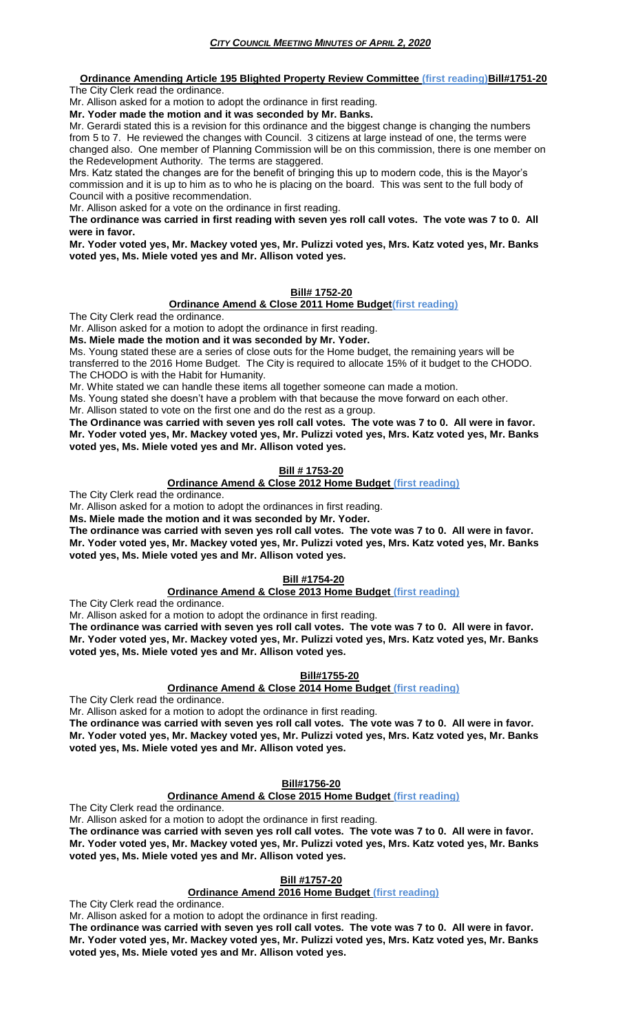**Ordinance Amending Article 195 Blighted Property Review Committee (first reading)Bill#1751-20**

The City Clerk read the ordinance.

Mr. Allison asked for a motion to adopt the ordinance in first reading.

**Mr. Yoder made the motion and it was seconded by Mr. Banks.**

Mr. Gerardi stated this is a revision for this ordinance and the biggest change is changing the numbers from 5 to 7. He reviewed the changes with Council. 3 citizens at large instead of one, the terms were changed also. One member of Planning Commission will be on this commission, there is one member on the Redevelopment Authority. The terms are staggered.

Mrs. Katz stated the changes are for the benefit of bringing this up to modern code, this is the Mayor's commission and it is up to him as to who he is placing on the board. This was sent to the full body of Council with a positive recommendation.

Mr. Allison asked for a vote on the ordinance in first reading.

**The ordinance was carried in first reading with seven yes roll call votes. The vote was 7 to 0. All were in favor.**

**Mr. Yoder voted yes, Mr. Mackey voted yes, Mr. Pulizzi voted yes, Mrs. Katz voted yes, Mr. Banks voted yes, Ms. Miele voted yes and Mr. Allison voted yes.**

**Bill# 1752-20**

**Ordinance Amend & Close 2011 Home Budget(first reading)**

The City Clerk read the ordinance.

Mr. Allison asked for a motion to adopt the ordinance in first reading.

**Ms. Miele made the motion and it was seconded by Mr. Yoder.**

Ms. Young stated these are a series of close outs for the Home budget, the remaining years will be transferred to the 2016 Home Budget. The City is required to allocate 15% of it budget to the CHODO. The CHODO is with the Habit for Humanity.

Mr. White stated we can handle these items all together someone can made a motion.

Ms. Young stated she doesn't have a problem with that because the move forward on each other.

Mr. Allison stated to vote on the first one and do the rest as a group.

**The Ordinance was carried with seven yes roll call votes. The vote was 7 to 0. All were in favor. Mr. Yoder voted yes, Mr. Mackey voted yes, Mr. Pulizzi voted yes, Mrs. Katz voted yes, Mr. Banks voted yes, Ms. Miele voted yes and Mr. Allison voted yes.**

**Bill # 1753-20**

**Ordinance Amend & Close 2012 Home Budget (first reading)**

The City Clerk read the ordinance.

Mr. Allison asked for a motion to adopt the ordinances in first reading.

**Ms. Miele made the motion and it was seconded by Mr. Yoder.**

**The ordinance was carried with seven yes roll call votes. The vote was 7 to 0. All were in favor. Mr. Yoder voted yes, Mr. Mackey voted yes, Mr. Pulizzi voted yes, Mrs. Katz voted yes, Mr. Banks voted yes, Ms. Miele voted yes and Mr. Allison voted yes.**

**Bill #1754-20**

**Ordinance Amend & Close 2013 Home Budget (first reading)**

The City Clerk read the ordinance.

Mr. Allison asked for a motion to adopt the ordinance in first reading.

**The ordinance was carried with seven yes roll call votes. The vote was 7 to 0. All were in favor. Mr. Yoder voted yes, Mr. Mackey voted yes, Mr. Pulizzi voted yes, Mrs. Katz voted yes, Mr. Banks voted yes, Ms. Miele voted yes and Mr. Allison voted yes.**

**Bill#1755-20**

**Ordinance Amend & Close 2014 Home Budget (first reading)**

The City Clerk read the ordinance.

Mr. Allison asked for a motion to adopt the ordinance in first reading.

**The ordinance was carried with seven yes roll call votes. The vote was 7 to 0. All were in favor. Mr. Yoder voted yes, Mr. Mackey voted yes, Mr. Pulizzi voted yes, Mrs. Katz voted yes, Mr. Banks voted yes, Ms. Miele voted yes and Mr. Allison voted yes.**

**Bill#1756-20**

**Ordinance Amend & Close 2015 Home Budget (first reading)**

The City Clerk read the ordinance.

Mr. Allison asked for a motion to adopt the ordinance in first reading.

**The ordinance was carried with seven yes roll call votes. The vote was 7 to 0. All were in favor. Mr. Yoder voted yes, Mr. Mackey voted yes, Mr. Pulizzi voted yes, Mrs. Katz voted yes, Mr. Banks voted yes, Ms. Miele voted yes and Mr. Allison voted yes.**

**Bill #1757-20**

**Ordinance Amend 2016 Home Budget (first reading)**

The City Clerk read the ordinance.

Mr. Allison asked for a motion to adopt the ordinance in first reading.

**The ordinance was carried with seven yes roll call votes. The vote was 7 to 0. All were in favor. Mr. Yoder voted yes, Mr. Mackey voted yes, Mr. Pulizzi voted yes, Mrs. Katz voted yes, Mr. Banks voted yes, Ms. Miele voted yes and Mr. Allison voted yes.**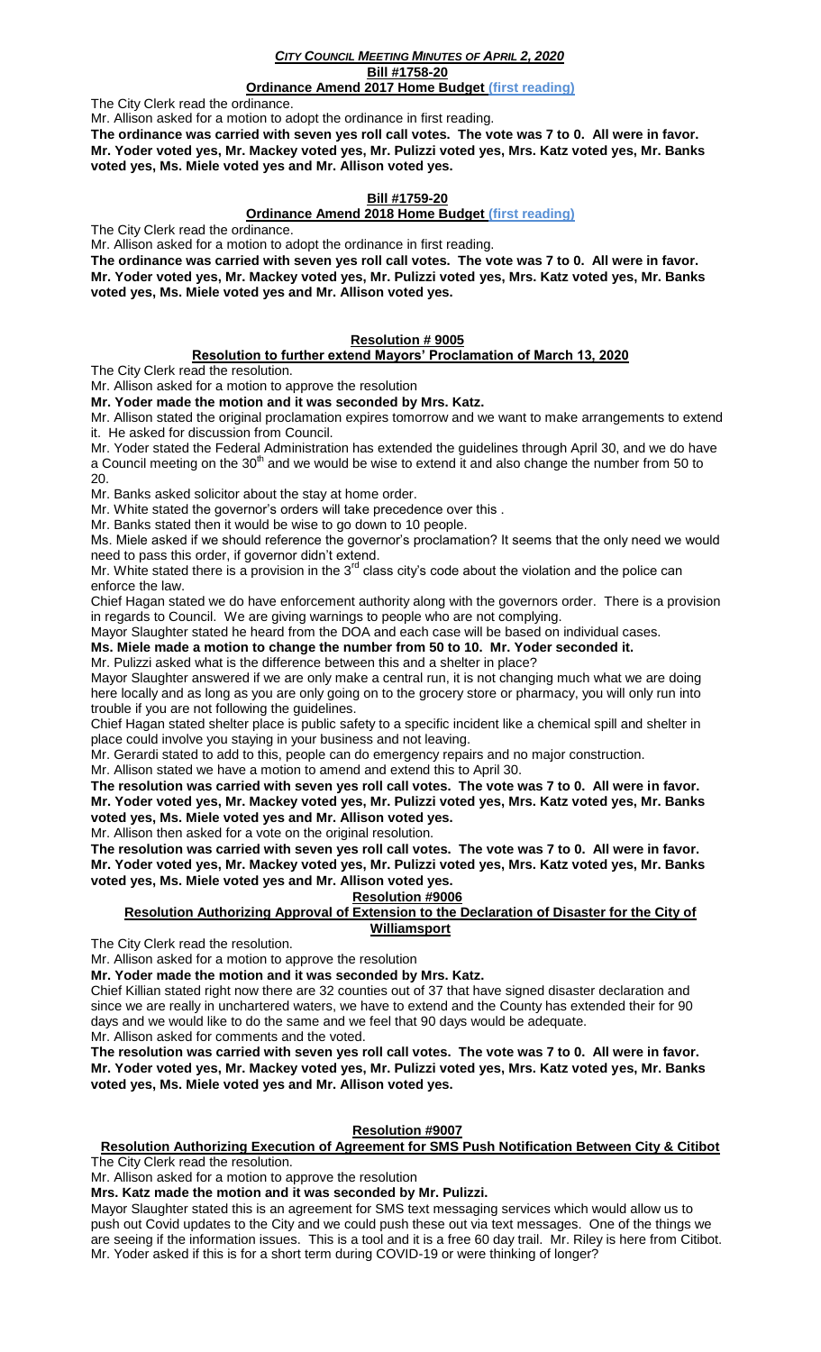*CITY COUNCIL MEETING MINUTES OF APRIL 2, 2020*

**Bill #1758-20**

**Ordinance Amend 2017 Home Budget (first reading)**

The City Clerk read the ordinance.

Mr. Allison asked for a motion to adopt the ordinance in first reading.

**The ordinance was carried with seven yes roll call votes. The vote was 7 to 0. All were in favor. Mr. Yoder voted yes, Mr. Mackey voted yes, Mr. Pulizzi voted yes, Mrs. Katz voted yes, Mr. Banks voted yes, Ms. Miele voted yes and Mr. Allison voted yes.**

**Bill #1759-20**

**Ordinance Amend 2018 Home Budget (first reading)**

The City Clerk read the ordinance.

Mr. Allison asked for a motion to adopt the ordinance in first reading.

**The ordinance was carried with seven yes roll call votes. The vote was 7 to 0. All were in favor. Mr. Yoder voted yes, Mr. Mackey voted yes, Mr. Pulizzi voted yes, Mrs. Katz voted yes, Mr. Banks voted yes, Ms. Miele voted yes and Mr. Allison voted yes.**

**Resolution # 9005**

**Resolution to further extend Mayors' Proclamation of March 13, 2020**

The City Clerk read the resolution.

Mr. Allison asked for a motion to approve the resolution

**Mr. Yoder made the motion and it was seconded by Mrs. Katz.**

Mr. Allison stated the original proclamation expires tomorrow and we want to make arrangements to extend it. He asked for discussion from Council.

Mr. Yoder stated the Federal Administration has extended the guidelines through April 30, and we do have a Council meeting on the 30th and we would be wise to extend it and also change the number from 50 to 20.

Mr. Banks asked solicitor about the stay at home order.

Mr. White stated the governor's orders will take precedence over this .

Mr. Banks stated then it would be wise to go down to 10 people.

Ms. Miele asked if we should reference the governor's proclamation? It seems that the only need we would need to pass this order, if governor didn't extend.

Mr. White stated there is a provision in the 3rd class city's code about the violation and the police can enforce the law.

Chief Hagan stated we do have enforcement authority along with the governors order. There is a provision in regards to Council. We are giving warnings to people who are not complying.

Mayor Slaughter stated he heard from the DOA and each case will be based on individual cases.

**Ms. Miele made a motion to change the number from 50 to 10. Mr. Yoder seconded it.**

Mr. Pulizzi asked what is the difference between this and a shelter in place?

Mayor Slaughter answered if we are only make a central run, it is not changing much what we are doing here locally and as long as you are only going on to the grocery store or pharmacy, you will only run into trouble if you are not following the guidelines.

Chief Hagan stated shelter place is public safety to a specific incident like a chemical spill and shelter in place could involve you staying in your business and not leaving.

Mr. Gerardi stated to add to this, people can do emergency repairs and no major construction.

Mr. Allison stated we have a motion to amend and extend this to April 30.

**The resolution was carried with seven yes roll call votes. The vote was 7 to 0. All were in favor. Mr. Yoder voted yes, Mr. Mackey voted yes, Mr. Pulizzi voted yes, Mrs. Katz voted yes, Mr. Banks voted yes, Ms. Miele voted yes and Mr. Allison voted yes.**

Mr. Allison then asked for a vote on the original resolution.

**The resolution was carried with seven yes roll call votes. The vote was 7 to 0. All were in favor. Mr. Yoder voted yes, Mr. Mackey voted yes, Mr. Pulizzi voted yes, Mrs. Katz voted yes, Mr. Banks voted yes, Ms. Miele voted yes and Mr. Allison voted yes.**

**Resolution #9006**

**Resolution Authorizing Approval of Extension to the Declaration of Disaster for the City of Williamsport**

The City Clerk read the resolution.

Mr. Allison asked for a motion to approve the resolution

**Mr. Yoder made the motion and it was seconded by Mrs. Katz.**

Chief Killian stated right now there are 32 counties out of 37 that have signed disaster declaration and since we are really in unchartered waters, we have to extend and the County has extended their for 90 days and we would like to do the same and we feel that 90 days would be adequate.

Mr. Allison asked for comments and the voted.

**The resolution was carried with seven yes roll call votes. The vote was 7 to 0. All were in favor. Mr. Yoder voted yes, Mr. Mackey voted yes, Mr. Pulizzi voted yes, Mrs. Katz voted yes, Mr. Banks voted yes, Ms. Miele voted yes and Mr. Allison voted yes.**

**Resolution #9007**

**Resolution Authorizing Execution of Agreement for SMS Push Notification Between City & Citibot**

The City Clerk read the resolution.

Mr. Allison asked for a motion to approve the resolution

**Mrs. Katz made the motion and it was seconded by Mr. Pulizzi.**

Mayor Slaughter stated this is an agreement for SMS text messaging services which would allow us to push out Covid updates to the City and we could push these out via text messages. One of the things we are seeing if the information issues. This is a tool and it is a free 60 day trail. Mr. Riley is here from Citibot.

Mr. Yoder asked if this is for a short term during COVID-19 or were thinking of longer?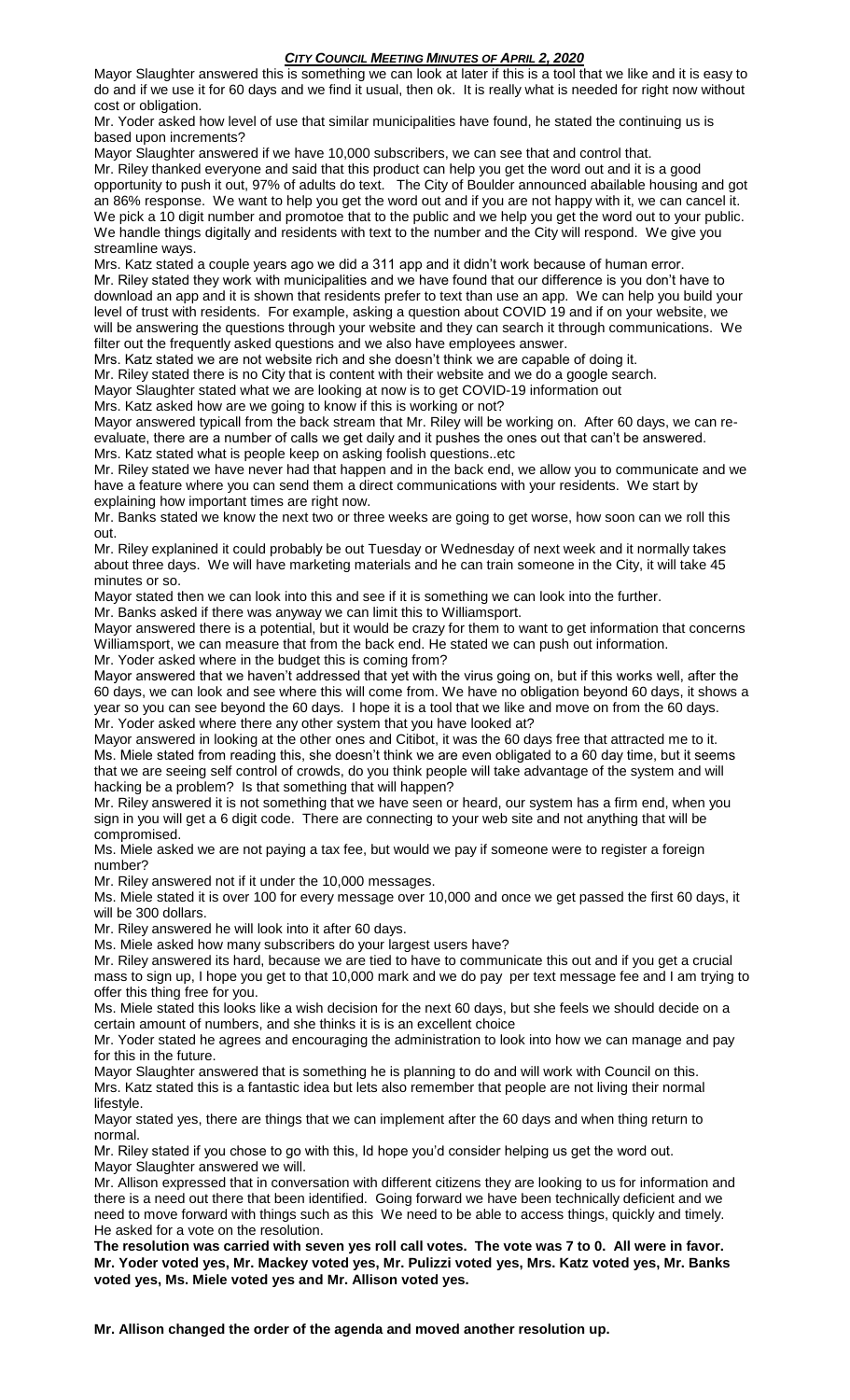Mayor Slaughter answered this is something we can look at later if this is a tool that we like and it is easy to do and if we use it for 60 days and we find it usual, then ok. It is really what is needed for right now without cost or obligation.

Mr. Yoder asked how level of use that similar municipalities have found, he stated the continuing us is based upon increments?

Mayor Slaughter answered if we have 10,000 subscribers, we can see that and control that.

Mr. Riley thanked everyone and said that this product can help you get the word out and it is a good opportunity to push it out, 97% of adults do text. The City of Boulder announced abailable housing and got an 86% response. We want to help you get the word out and if you are not happy with it, we can cancel it. We pick a 10 digit number and promotoe that to the public and we help you get the word out to your public. We handle things digitally and residents with text to the number and the City will respond. We give you streamline ways.

Mrs. Katz stated a couple years ago we did a 311 app and it didn't work because of human error.

Mr. Riley stated they work with municipalities and we have found that our difference is you don't have to download an app and it is shown that residents prefer to text than use an app. We can help you build your level of trust with residents. For example, asking a question about COVID 19 and if on your website, we will be answering the questions through your website and they can search it through communications. We filter out the frequently asked questions and we also have employees answer.

Mrs. Katz stated we are not website rich and she doesn't think we are capable of doing it.

Mr. Riley stated there is no City that is content with their website and we do a google search.

Mayor Slaughter stated what we are looking at now is to get COVID-19 information out

Mrs. Katz asked how are we going to know if this is working or not?

Mayor answered typicall from the back stream that Mr. Riley will be working on. After 60 days, we can re-evaluate, there are a number of calls we get daily and it pushes the ones out that can't be answered.

Mrs. Katz stated what is people keep on asking foolish questions..etc

Mr. Riley stated we have never had that happen and in the back end, we allow you to communicate and we have a feature where you can send them a direct communications with your residents. We start by explaining how important times are right now.

Mr. Banks stated we know the next two or three weeks are going to get worse, how soon can we roll this out.

Mr. Riley explanined it could probably be out Tuesday or Wednesday of next week and it normally takes about three days. We will have marketing materials and he can train someone in the City, it will take 45 minutes or so.

Mayor stated then we can look into this and see if it is something we can look into the further.

Mr. Banks asked if there was anyway we can limit this to Williamsport.

Mayor answered there is a potential, but it would be crazy for them to want to get information that concerns Williamsport, we can measure that from the back end. He stated we can push out information.

Mr. Yoder asked where in the budget this is coming from?

Mayor answered that we haven't addressed that yet with the virus going on, but if this works well, after the 60 days, we can look and see where this will come from. We have no obligation beyond 60 days, it shows a year so you can see beyond the 60 days. I hope it is a tool that we like and move on from the 60 days.

Mr. Yoder asked where there any other system that you have looked at?

Mayor answered in looking at the other ones and Citibot, it was the 60 days free that attracted me to it.

Ms. Miele stated from reading this, she doesn't think we are even obligated to a 60 day time, but it seems that we are seeing self control of crowds, do you think people will take advantage of the system and will hacking be a problem? Is that something that will happen?

Mr. Riley answered it is not something that we have seen or heard, our system has a firm end, when you sign in you will get a 6 digit code. There are connecting to your web site and not anything that will be compromised.

Ms. Miele asked we are not paying a tax fee, but would we pay if someone were to register a foreign number?

Mr. Riley answered not if it under the 10,000 messages.

Ms. Miele stated it is over 100 for every message over 10,000 and once we get passed the first 60 days, it will be 300 dollars.

Mr. Riley answered he will look into it after 60 days.

Ms. Miele asked how many subscribers do your largest users have?

Mr. Riley answered its hard, because we are tied to have to communicate this out and if you get a crucial mass to sign up, I hope you get to that 10,000 mark and we do pay per text message fee and I am trying to offer this thing free for you.

Ms. Miele stated this looks like a wish decision for the next 60 days, but she feels we should decide on a certain amount of numbers, and she thinks it is is an excellent choice

Mr. Yoder stated he agrees and encouraging the administration to look into how we can manage and pay for this in the future.

Mayor Slaughter answered that is something he is planning to do and will work with Council on this.

Mrs. Katz stated this is a fantastic idea but lets also remember that people are not living their normal lifestyle.

Mayor stated yes, there are things that we can implement after the 60 days and when thing return to normal.

Mr. Riley stated if you chose to go with this, Id hope you'd consider helping us get the word out.

Mayor Slaughter answered we will.

Mr. Allison expressed that in conversation with different citizens they are looking to us for information and there is a need out there that been identified. Going forward we have been technically deficient and we need to move forward with things such as this We need to be able to access things, quickly and timely. He asked for a vote on the resolution.

**The resolution was carried with seven yes roll call votes. The vote was 7 to 0. All were in favor. Mr. Yoder voted yes, Mr. Mackey voted yes, Mr. Pulizzi voted yes, Mrs. Katz voted yes, Mr. Banks voted yes, Ms. Miele voted yes and Mr. Allison voted yes.**

**Mr. Allison changed the order of the agenda and moved another resolution up.**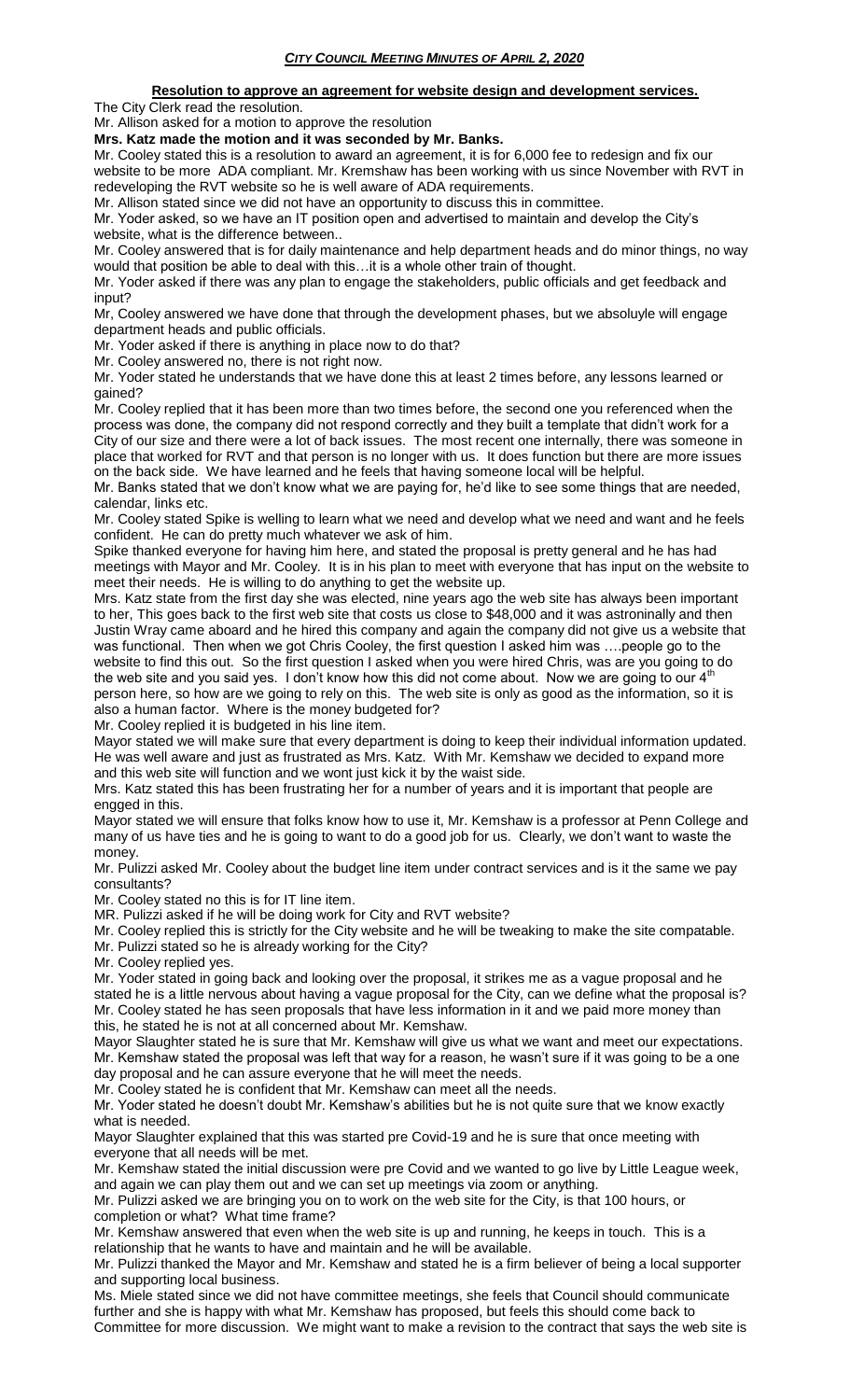**Resolution to approve an agreement for website design and development services.**

The City Clerk read the resolution.

Mr. Allison asked for a motion to approve the resolution

**Mrs. Katz made the motion and it was seconded by Mr. Banks.**

Mr. Cooley stated this is a resolution to award an agreement, it is for 6,000 fee to redesign and fix our website to be more ADA compliant. Mr. Kremshaw has been working with us since November with RVT in redeveloping the RVT website so he is well aware of ADA requirements.

Mr. Allison stated since we did not have an opportunity to discuss this in committee.

Mr. Yoder asked, so we have an IT position open and advertised to maintain and develop the City's website, what is the difference between..

Mr. Cooley answered that is for daily maintenance and help department heads and do minor things, no way would that position be able to deal with this…it is a whole other train of thought.

Mr. Yoder asked if there was any plan to engage the stakeholders, public officials and get feedback and input?

Mr, Cooley answered we have done that through the development phases, but we absoluyle will engage department heads and public officials.

Mr. Yoder asked if there is anything in place now to do that?

Mr. Cooley answered no, there is not right now.

Mr. Yoder stated he understands that we have done this at least 2 times before, any lessons learned or gained?

Mr. Cooley replied that it has been more than two times before, the second one you referenced when the process was done, the company did not respond correctly and they built a template that didn't work for a City of our size and there were a lot of back issues. The most recent one internally, there was someone in place that worked for RVT and that person is no longer with us. It does function but there are more issues on the back side. We have learned and he feels that having someone local will be helpful.

Mr. Banks stated that we don't know what we are paying for, he'd like to see some things that are needed, calendar, links etc.

Mr. Cooley stated Spike is welling to learn what we need and develop what we need and want and he feels confident. He can do pretty much whatever we ask of him.

Spike thanked everyone for having him here, and stated the proposal is pretty general and he has had meetings with Mayor and Mr. Cooley. It is in his plan to meet with everyone that has input on the website to meet their needs. He is willing to do anything to get the website up.

Mrs. Katz state from the first day she was elected, nine years ago the web site has always been important to her, This goes back to the first web site that costs us close to $48,000 and it was astroninally and then Justin Wray came aboard and he hired this company and again the company did not give us a website that was functional. Then when we got Chris Cooley, the first question I asked him was ….people go to the website to find this out. So the first question I asked when you were hired Chris, was are you going to do the web site and you said yes. I don't know how this did not come about. Now we are going to our 4th person here, so how are we going to rely on this. The web site is only as good as the information, so it is also a human factor. Where is the money budgeted for?

Mr. Cooley replied it is budgeted in his line item.

Mayor stated we will make sure that every department is doing to keep their individual information updated. He was well aware and just as frustrated as Mrs. Katz. With Mr. Kemshaw we decided to expand more and this web site will function and we wont just kick it by the waist side.

Mrs. Katz stated this has been frustrating her for a number of years and it is important that people are engged in this.

Mayor stated we will ensure that folks know how to use it, Mr. Kemshaw is a professor at Penn College and many of us have ties and he is going to want to do a good job for us. Clearly, we don't want to waste the money.

Mr. Pulizzi asked Mr. Cooley about the budget line item under contract services and is it the same we pay consultants?

Mr. Cooley stated no this is for IT line item.

MR. Pulizzi asked if he will be doing work for City and RVT website?

Mr. Cooley replied this is strictly for the City website and he will be tweaking to make the site compatable.

Mr. Pulizzi stated so he is already working for the City?

Mr. Cooley replied yes.

Mr. Yoder stated in going back and looking over the proposal, it strikes me as a vague proposal and he stated he is a little nervous about having a vague proposal for the City, can we define what the proposal is?

Mr. Cooley stated he has seen proposals that have less information in it and we paid more money than this, he stated he is not at all concerned about Mr. Kemshaw.

Mayor Slaughter stated he is sure that Mr. Kemshaw will give us what we want and meet our expectations.

Mr. Kemshaw stated the proposal was left that way for a reason, he wasn't sure if it was going to be a one day proposal and he can assure everyone that he will meet the needs.

Mr. Cooley stated he is confident that Mr. Kemshaw can meet all the needs.

Mr. Yoder stated he doesn't doubt Mr. Kemshaw's abilities but he is not quite sure that we know exactly what is needed.

Mayor Slaughter explained that this was started pre Covid-19 and he is sure that once meeting with everyone that all needs will be met.

Mr. Kemshaw stated the initial discussion were pre Covid and we wanted to go live by Little League week, and again we can play them out and we can set up meetings via zoom or anything.

Mr. Pulizzi asked we are bringing you on to work on the web site for the City, is that 100 hours, or completion or what? What time frame?

Mr. Kemshaw answered that even when the web site is up and running, he keeps in touch. This is a relationship that he wants to have and maintain and he will be available.

Mr. Pulizzi thanked the Mayor and Mr. Kemshaw and stated he is a firm believer of being a local supporter and supporting local business.

Ms. Miele stated since we did not have committee meetings, she feels that Council should communicate further and she is happy with what Mr. Kemshaw has proposed, but feels this should come back to Committee for more discussion. We might want to make a revision to the contract that says the web site is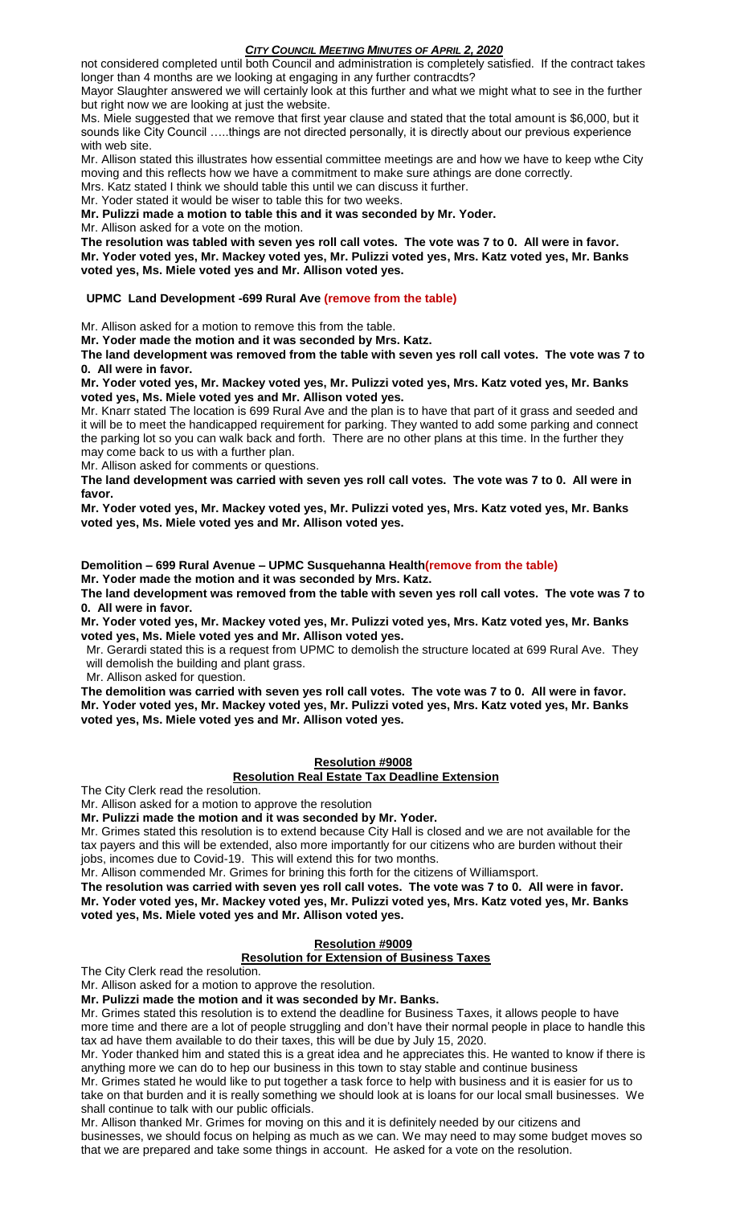not considered completed until both Council and administration is completely satisfied. If the contract takes longer than 4 months are we looking at engaging in any further contracdts?

Mayor Slaughter answered we will certainly look at this further and what we might what to see in the further but right now we are looking at just the website.

Ms. Miele suggested that we remove that first year clause and stated that the total amount is $6,000, but it sounds like City Council …..things are not directed personally, it is directly about our previous experience with web site.

Mr. Allison stated this illustrates how essential committee meetings are and how we have to keep wthe City moving and this reflects how we have a commitment to make sure athings are done correctly.

Mrs. Katz stated I think we should table this until we can discuss it further.

Mr. Yoder stated it would be wiser to table this for two weeks.

**Mr. Pulizzi made a motion to table this and it was seconded by Mr. Yoder.**

Mr. Allison asked for a vote on the motion.

**The resolution was tabled with seven yes roll call votes. The vote was 7 to 0. All were in favor. Mr. Yoder voted yes, Mr. Mackey voted yes, Mr. Pulizzi voted yes, Mrs. Katz voted yes, Mr. Banks voted yes, Ms. Miele voted yes and Mr. Allison voted yes.**

**UPMC Land Development -699 Rural Ave (remove from the table)**

Mr. Allison asked for a motion to remove this from the table.

**Mr. Yoder made the motion and it was seconded by Mrs. Katz.**

**The land development was removed from the table with seven yes roll call votes. The vote was 7 to 0. All were in favor.**

**Mr. Yoder voted yes, Mr. Mackey voted yes, Mr. Pulizzi voted yes, Mrs. Katz voted yes, Mr. Banks voted yes, Ms. Miele voted yes and Mr. Allison voted yes.**

Mr. Knarr stated The location is 699 Rural Ave and the plan is to have that part of it grass and seeded and it will be to meet the handicapped requirement for parking. They wanted to add some parking and connect the parking lot so you can walk back and forth. There are no other plans at this time. In the further they may come back to us with a further plan.

Mr. Allison asked for comments or questions.

**The land development was carried with seven yes roll call votes. The vote was 7 to 0. All were in favor.**

**Mr. Yoder voted yes, Mr. Mackey voted yes, Mr. Pulizzi voted yes, Mrs. Katz voted yes, Mr. Banks voted yes, Ms. Miele voted yes and Mr. Allison voted yes.**

**Demolition – 699 Rural Avenue – UPMC Susquehanna Health(remove from the table)**

**Mr. Yoder made the motion and it was seconded by Mrs. Katz.**

**The land development was removed from the table with seven yes roll call votes. The vote was 7 to 0. All were in favor.**

**Mr. Yoder voted yes, Mr. Mackey voted yes, Mr. Pulizzi voted yes, Mrs. Katz voted yes, Mr. Banks voted yes, Ms. Miele voted yes and Mr. Allison voted yes.**

Mr. Gerardi stated this is a request from UPMC to demolish the structure located at 699 Rural Ave. They will demolish the building and plant grass.

Mr. Allison asked for question.

**The demolition was carried with seven yes roll call votes. The vote was 7 to 0. All were in favor. Mr. Yoder voted yes, Mr. Mackey voted yes, Mr. Pulizzi voted yes, Mrs. Katz voted yes, Mr. Banks voted yes, Ms. Miele voted yes and Mr. Allison voted yes.**

**Resolution #9008**

**Resolution Real Estate Tax Deadline Extension**

The City Clerk read the resolution.

Mr. Allison asked for a motion to approve the resolution

**Mr. Pulizzi made the motion and it was seconded by Mr. Yoder.**

Mr. Grimes stated this resolution is to extend because City Hall is closed and we are not available for the tax payers and this will be extended, also more importantly for our citizens who are burden without their jobs, incomes due to Covid-19. This will extend this for two months.

Mr. Allison commended Mr. Grimes for brining this forth for the citizens of Williamsport.

**The resolution was carried with seven yes roll call votes. The vote was 7 to 0. All were in favor. Mr. Yoder voted yes, Mr. Mackey voted yes, Mr. Pulizzi voted yes, Mrs. Katz voted yes, Mr. Banks voted yes, Ms. Miele voted yes and Mr. Allison voted yes.**

**Resolution #9009**

**Resolution for Extension of Business Taxes**

The City Clerk read the resolution.

Mr. Allison asked for a motion to approve the resolution.

**Mr. Pulizzi made the motion and it was seconded by Mr. Banks.**

Mr. Grimes stated this resolution is to extend the deadline for Business Taxes, it allows people to have more time and there are a lot of people struggling and don't have their normal people in place to handle this tax ad have them available to do their taxes, this will be due by July 15, 2020.

Mr. Yoder thanked him and stated this is a great idea and he appreciates this. He wanted to know if there is anything more we can do to hep our business in this town to stay stable and continue business

Mr. Grimes stated he would like to put together a task force to help with business and it is easier for us to take on that burden and it is really something we should look at is loans for our local small businesses. We shall continue to talk with our public officials.

Mr. Allison thanked Mr. Grimes for moving on this and it is definitely needed by our citizens and businesses, we should focus on helping as much as we can. We may need to may some budget moves so that we are prepared and take some things in account. He asked for a vote on the resolution.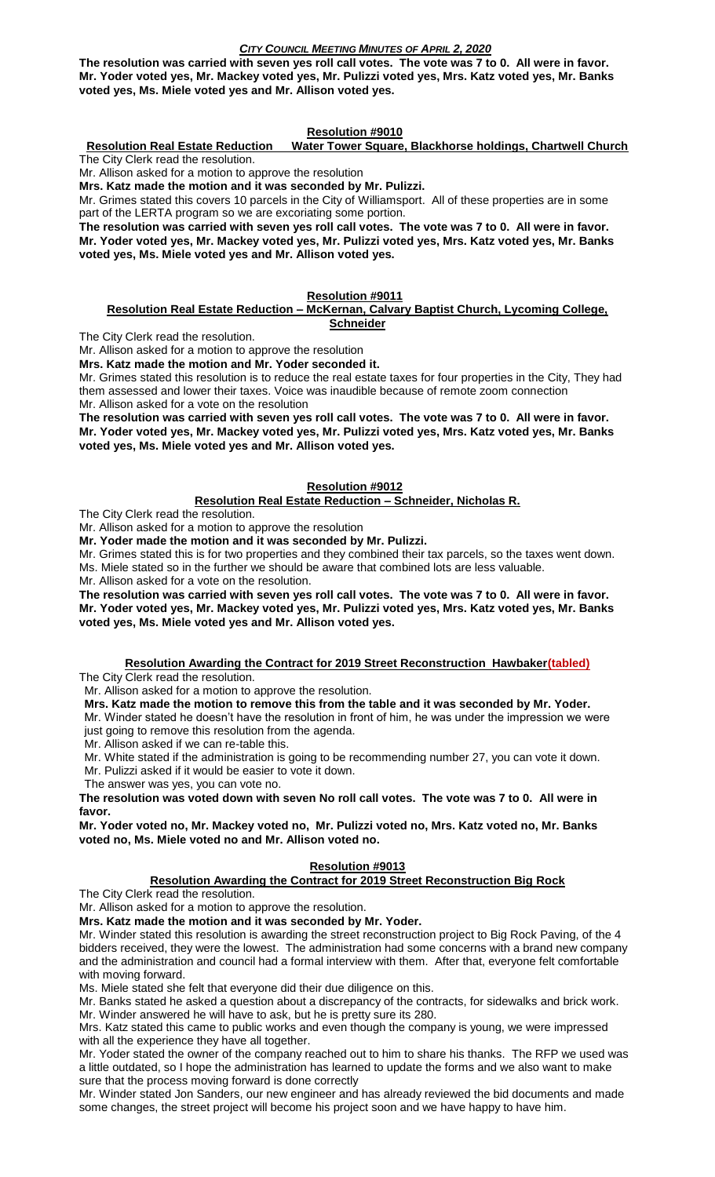**The resolution was carried with seven yes roll call votes. The vote was 7 to 0. All were in favor. Mr. Yoder voted yes, Mr. Mackey voted yes, Mr. Pulizzi voted yes, Mrs. Katz voted yes, Mr. Banks voted yes, Ms. Miele voted yes and Mr. Allison voted yes.**

## Resolution #9010

### Resolution Real Estate Reduction Water Tower Square, Blackhorse holdings, Chartwell Church

The City Clerk read the resolution.

Mr. Allison asked for a motion to approve the resolution

**Mrs. Katz made the motion and it was seconded by Mr. Pulizzi.**

Mr. Grimes stated this covers 10 parcels in the City of Williamsport. All of these properties are in some part of the LERTA program so we are excoriating some portion.

**The resolution was carried with seven yes roll call votes. The vote was 7 to 0. All were in favor. Mr. Yoder voted yes, Mr. Mackey voted yes, Mr. Pulizzi voted yes, Mrs. Katz voted yes, Mr. Banks voted yes, Ms. Miele voted yes and Mr. Allison voted yes.**

## Resolution #9011

### Resolution Real Estate Reduction – McKernan, Calvary Baptist Church, Lycoming College, Schneider

The City Clerk read the resolution.

Mr. Allison asked for a motion to approve the resolution

**Mrs. Katz made the motion and Mr. Yoder seconded it.**

Mr. Grimes stated this resolution is to reduce the real estate taxes for four properties in the City, They had them assessed and lower their taxes. Voice was inaudible because of remote zoom connection

Mr. Allison asked for a vote on the resolution

**The resolution was carried with seven yes roll call votes. The vote was 7 to 0. All were in favor. Mr. Yoder voted yes, Mr. Mackey voted yes, Mr. Pulizzi voted yes, Mrs. Katz voted yes, Mr. Banks voted yes, Ms. Miele voted yes and Mr. Allison voted yes.**

## Resolution #9012

### Resolution Real Estate Reduction – Schneider, Nicholas R.

The City Clerk read the resolution.

Mr. Allison asked for a motion to approve the resolution

**Mr. Yoder made the motion and it was seconded by Mr. Pulizzi.**

Mr. Grimes stated this is for two properties and they combined their tax parcels, so the taxes went down.

Ms. Miele stated so in the further we should be aware that combined lots are less valuable.

Mr. Allison asked for a vote on the resolution.

**The resolution was carried with seven yes roll call votes. The vote was 7 to 0. All were in favor. Mr. Yoder voted yes, Mr. Mackey voted yes, Mr. Pulizzi voted yes, Mrs. Katz voted yes, Mr. Banks voted yes, Ms. Miele voted yes and Mr. Allison voted yes.**

### Resolution Awarding the Contract for 2019 Street Reconstruction Hawbaker(tabled)

The City Clerk read the resolution.

Mr. Allison asked for a motion to approve the resolution.

**Mrs. Katz made the motion to remove this from the table and it was seconded by Mr. Yoder.**

Mr. Winder stated he doesn't have the resolution in front of him, he was under the impression we were just going to remove this resolution from the agenda.

Mr. Allison asked if we can re-table this.

Mr. White stated if the administration is going to be recommending number 27, you can vote it down.

Mr. Pulizzi asked if it would be easier to vote it down.

The answer was yes, you can vote no.

**The resolution was voted down with seven No roll call votes. The vote was 7 to 0. All were in favor.**

**Mr. Yoder voted no, Mr. Mackey voted no, Mr. Pulizzi voted no, Mrs. Katz voted no, Mr. Banks voted no, Ms. Miele voted no and Mr. Allison voted no.**

## Resolution #9013

### Resolution Awarding the Contract for 2019 Street Reconstruction Big Rock

The City Clerk read the resolution.

Mr. Allison asked for a motion to approve the resolution.

**Mrs. Katz made the motion and it was seconded by Mr. Yoder.**

Mr. Winder stated this resolution is awarding the street reconstruction project to Big Rock Paving, of the 4 bidders received, they were the lowest. The administration had some concerns with a brand new company and the administration and council had a formal interview with them. After that, everyone felt comfortable with moving forward.

Ms. Miele stated she felt that everyone did their due diligence on this.

Mr. Banks stated he asked a question about a discrepancy of the contracts, for sidewalks and brick work.

Mr. Winder answered he will have to ask, but he is pretty sure its 280.

Mrs. Katz stated this came to public works and even though the company is young, we were impressed with all the experience they have all together.

Mr. Yoder stated the owner of the company reached out to him to share his thanks. The RFP we used was a little outdated, so I hope the administration has learned to update the forms and we also want to make sure that the process moving forward is done correctly

Mr. Winder stated Jon Sanders, our new engineer and has already reviewed the bid documents and made some changes, the street project will become his project soon and we have happy to have him.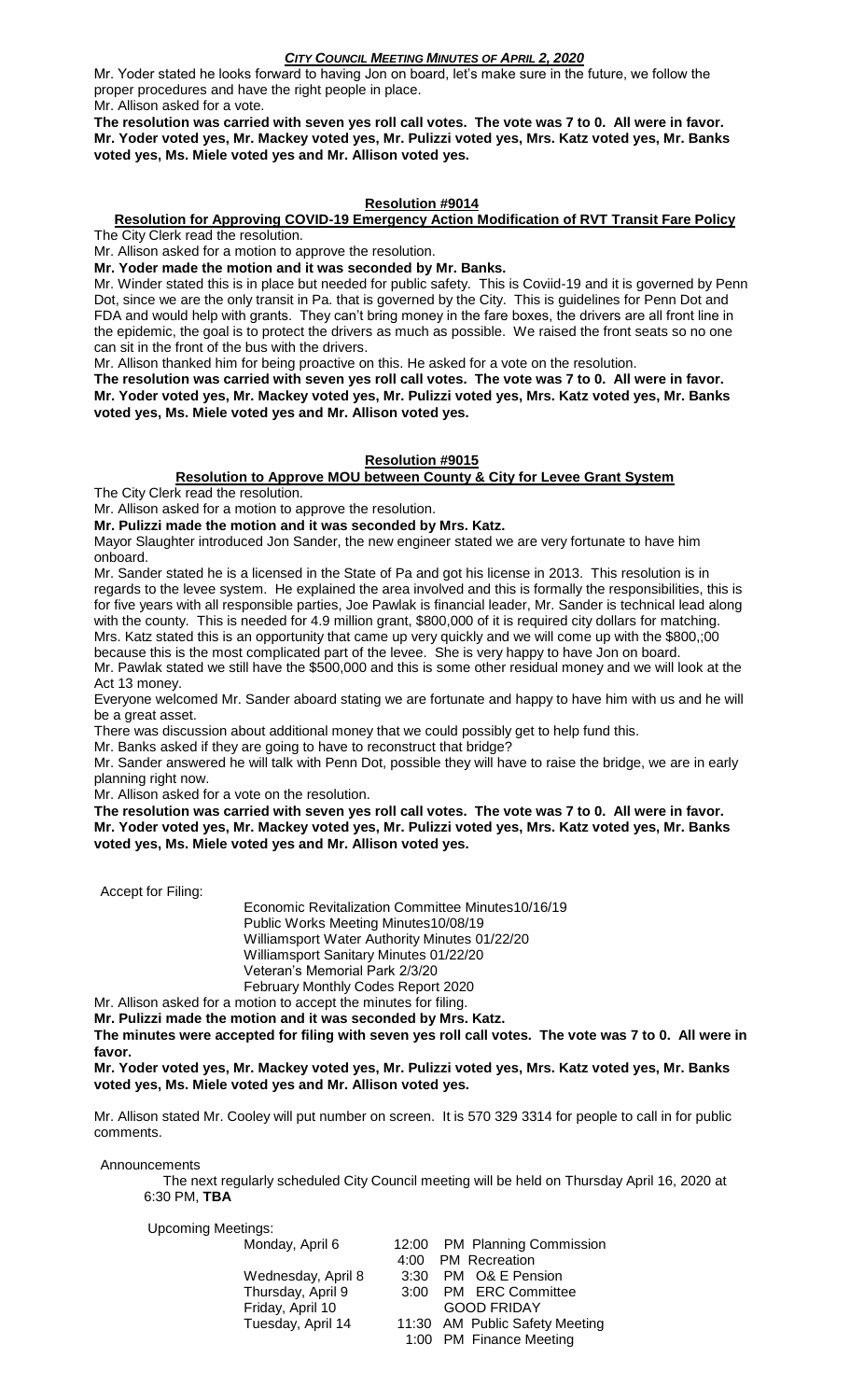Mr. Yoder stated he looks forward to having Jon on board, let's make sure in the future, we follow the proper procedures and have the right people in place.

Mr. Allison asked for a vote.

**The resolution was carried with seven yes roll call votes. The vote was 7 to 0. All were in favor. Mr. Yoder voted yes, Mr. Mackey voted yes, Mr. Pulizzi voted yes, Mrs. Katz voted yes, Mr. Banks voted yes, Ms. Miele voted yes and Mr. Allison voted yes.**

## Resolution #9014

### Resolution for Approving COVID-19 Emergency Action Modification of RVT Transit Fare Policy

The City Clerk read the resolution.

Mr. Allison asked for a motion to approve the resolution.

**Mr. Yoder made the motion and it was seconded by Mr. Banks.**

Mr. Winder stated this is in place but needed for public safety. This is Coviid-19 and it is governed by Penn Dot, since we are the only transit in Pa. that is governed by the City. This is guidelines for Penn Dot and FDA and would help with grants. They can't bring money in the fare boxes, the drivers are all front line in the epidemic, the goal is to protect the drivers as much as possible. We raised the front seats so no one can sit in the front of the bus with the drivers.

Mr. Allison thanked him for being proactive on this. He asked for a vote on the resolution.

**The resolution was carried with seven yes roll call votes. The vote was 7 to 0. All were in favor. Mr. Yoder voted yes, Mr. Mackey voted yes, Mr. Pulizzi voted yes, Mrs. Katz voted yes, Mr. Banks voted yes, Ms. Miele voted yes and Mr. Allison voted yes.**

## Resolution #9015

### Resolution to Approve MOU between County & City for Levee Grant System

The City Clerk read the resolution.

Mr. Allison asked for a motion to approve the resolution.

**Mr. Pulizzi made the motion and it was seconded by Mrs. Katz.**

Mayor Slaughter introduced Jon Sander, the new engineer stated we are very fortunate to have him onboard.

Mr. Sander stated he is a licensed in the State of Pa and got his license in 2013. This resolution is in regards to the levee system. He explained the area involved and this is formally the responsibilities, this is for five years with all responsible parties, Joe Pawlak is financial leader, Mr. Sander is technical lead along with the county. This is needed for 4.9 million grant, $800,000 of it is required city dollars for matching.

Mrs. Katz stated this is an opportunity that came up very quickly and we will come up with the $800,;00 because this is the most complicated part of the levee. She is very happy to have Jon on board.

Mr. Pawlak stated we still have the $500,000 and this is some other residual money and we will look at the Act 13 money.

Everyone welcomed Mr. Sander aboard stating we are fortunate and happy to have him with us and he will be a great asset.

There was discussion about additional money that we could possibly get to help fund this.

Mr. Banks asked if they are going to have to reconstruct that bridge?

Mr. Sander answered he will talk with Penn Dot, possible they will have to raise the bridge, we are in early planning right now.

Mr. Allison asked for a vote on the resolution.

**The resolution was carried with seven yes roll call votes. The vote was 7 to 0. All were in favor. Mr. Yoder voted yes, Mr. Mackey voted yes, Mr. Pulizzi voted yes, Mrs. Katz voted yes, Mr. Banks voted yes, Ms. Miele voted yes and Mr. Allison voted yes.**

Accept for Filing:

- Economic Revitalization Committee Minutes10/16/19
- Public Works Meeting Minutes10/08/19
- Williamsport Water Authority Minutes 01/22/20
- Williamsport Sanitary Minutes 01/22/20
- Veteran's Memorial Park 2/3/20
- February Monthly Codes Report 2020

Mr. Allison asked for a motion to accept the minutes for filing.

**Mr. Pulizzi made the motion and it was seconded by Mrs. Katz.**

**The minutes were accepted for filing with seven yes roll call votes. The vote was 7 to 0. All were in favor.**

**Mr. Yoder voted yes, Mr. Mackey voted yes, Mr. Pulizzi voted yes, Mrs. Katz voted yes, Mr. Banks voted yes, Ms. Miele voted yes and Mr. Allison voted yes.**

Mr. Allison stated Mr. Cooley will put number on screen. It is 570 329 3314 for people to call in for public comments.

Announcements

The next regularly scheduled City Council meeting will be held on Thursday April 16, 2020 at 6:30 PM, **TBA**

Upcoming Meetings:

| | | |
|---|---|---|
| Monday, April 6 | 12:00 PM | Planning Commission |
| | 4:00 PM | Recreation |
| Wednesday, April 8 | 3:30 PM | O& E Pension |
| Thursday, April 9 | 3:00 PM | ERC Committee |
| Friday, April 10 | | GOOD FRIDAY |
| Tuesday, April 14 | 11:30 AM | Public Safety Meeting |
| | 1:00 PM | Finance Meeting |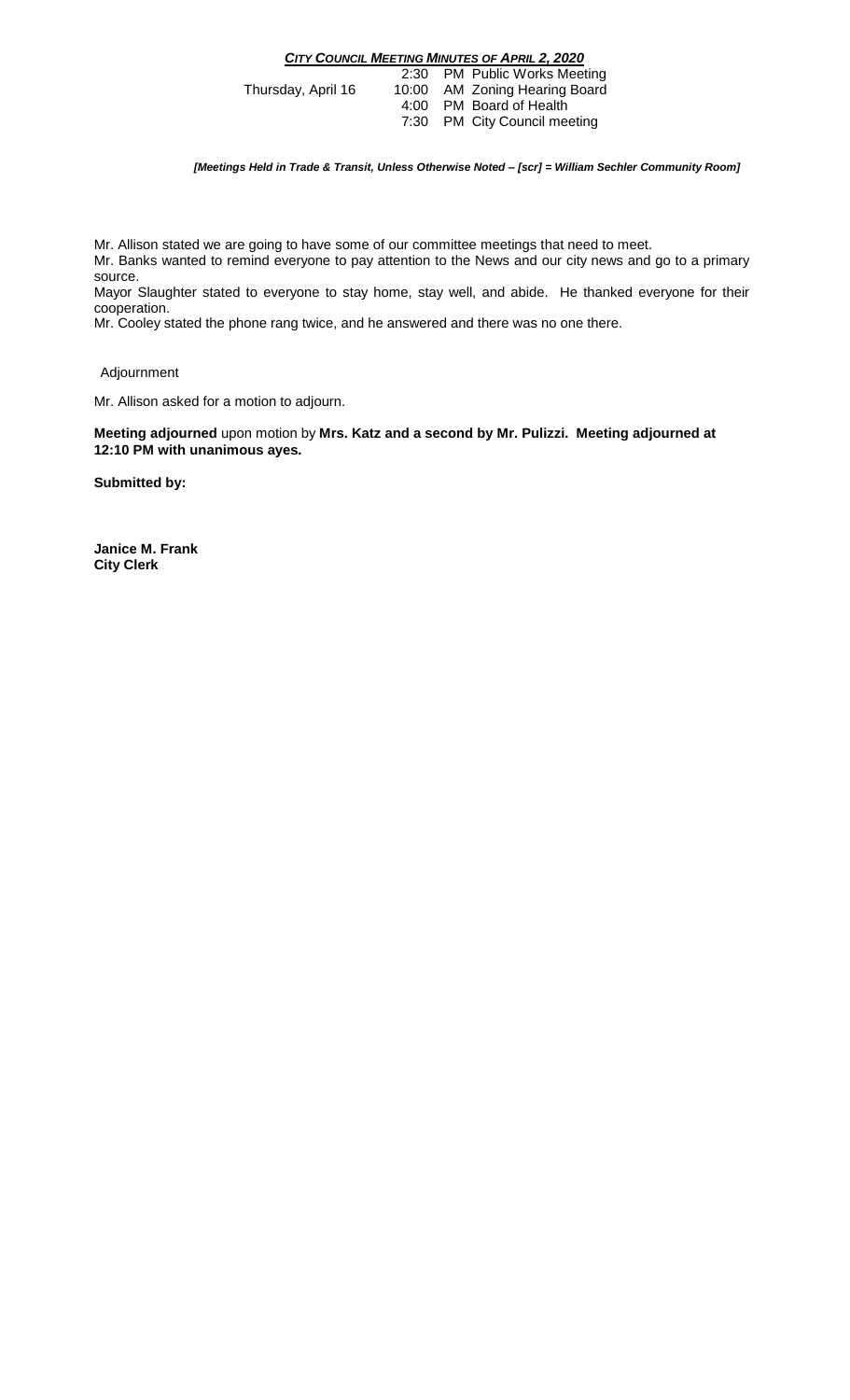***CITY COUNCIL MEETING MINUTES OF APRIL 2, 2020***

| | | |
|---|---|---|
| | 2:30 | PM Public Works Meeting |
| Thursday, April 16 | 10:00 | AM Zoning Hearing Board |
| | 4:00 | PM Board of Health |
| | 7:30 | PM City Council meeting |

***[Meetings Held in Trade & Transit, Unless Otherwise Noted – [scr] = William Sechler Community Room]***

Mr. Allison stated we are going to have some of our committee meetings that need to meet.

Mr. Banks wanted to remind everyone to pay attention to the News and our city news and go to a primary source.

Mayor Slaughter stated to everyone to stay home, stay well, and abide. He thanked everyone for their cooperation.

Mr. Cooley stated the phone rang twice, and he answered and there was no one there.

Adjournment

Mr. Allison asked for a motion to adjourn.

**Meeting adjourned** upon motion by **Mrs. Katz and a second by Mr. Pulizzi. Meeting adjourned at 12:10 PM with unanimous ayes.**

**Submitted by:**

**Janice M. Frank**
**City Clerk**